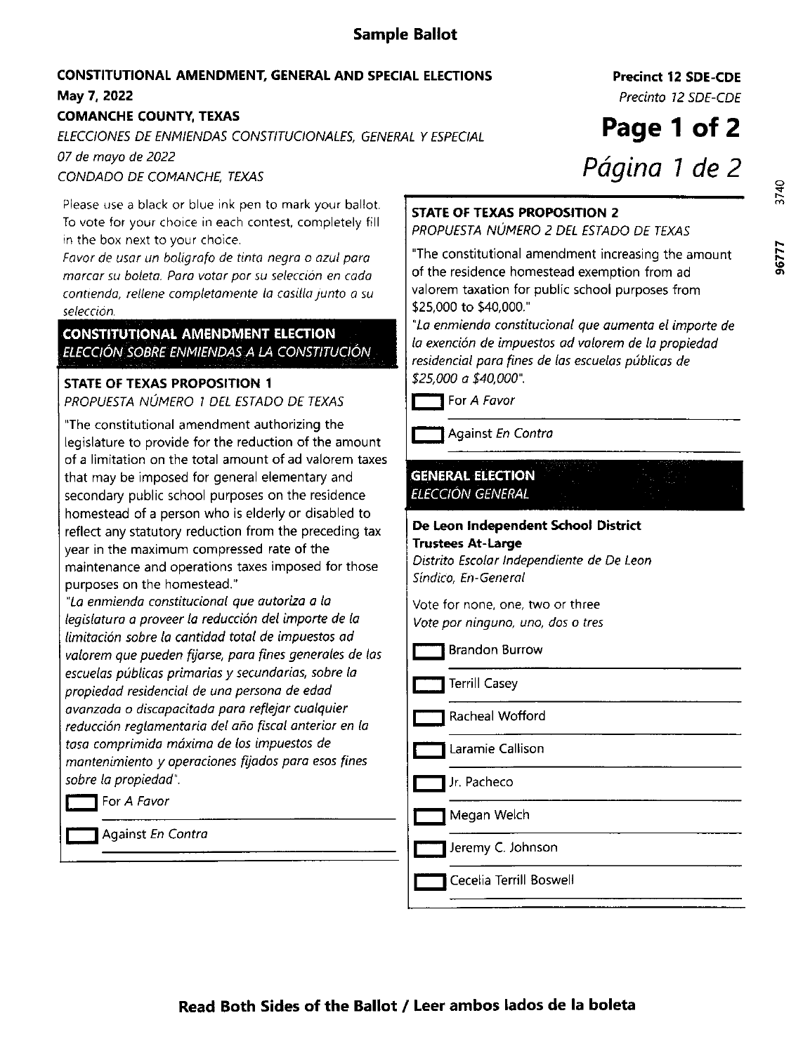# Sample Ballot

**CONSTITUTIONAL AMENDMENT, GENERAL AND SPECIAL ELECTIONS**
**May 7, 2022**
**COMANCHE COUNTY, TEXAS**
*ELECCIONES DE ENMIENDAS CONSTITUCIONALES, GENERAL Y ESPECIAL*
*07 de mayo de 2022*
*CONDADO DE COMANCHE, TEXAS*

**Precinct 12 SDE-CDE**
*Precinto 12 SDE-CDE*

**Page 1 of 2**
*Página 1 de 2*

Please use a black or blue ink pen to mark your ballot. To vote for your choice in each contest, completely fill in the box next to your choice.
*Favor de usar un bolígrafo de tinta negra o azul para marcar su boleta. Para votar por su selección en cada contienda, rellene completamente la casilla junto a su selección.*

## CONSTITUTIONAL AMENDMENT ELECTION
*ELECCIÓN SOBRE ENMIENDAS A LA CONSTITUCIÓN*

### STATE OF TEXAS PROPOSITION 1
*PROPUESTA NÚMERO 1 DEL ESTADO DE TEXAS*

"The constitutional amendment authorizing the legislature to provide for the reduction of the amount of a limitation on the total amount of ad valorem taxes that may be imposed for general elementary and secondary public school purposes on the residence homestead of a person who is elderly or disabled to reflect any statutory reduction from the preceding tax year in the maximum compressed rate of the maintenance and operations taxes imposed for those purposes on the homestead."
*"La enmienda constitucional que autoriza a la legislatura a proveer la reducción del importe de la limitación sobre la cantidad total de impuestos ad valorem que pueden fijarse, para fines generales de las escuelas públicas primarias y secundarias, sobre la propiedad residencial de una persona de edad avanzada o discapacitada para reflejar cualquier reducción reglamentaria del año fiscal anterior en la tasa comprimida máxima de los impuestos de mantenimiento y operaciones fijados para esos fines sobre la propiedad".*

- [ ] For *A Favor*
- [ ] Against *En Contra*

### STATE OF TEXAS PROPOSITION 2
*PROPUESTA NÚMERO 2 DEL ESTADO DE TEXAS*

"The constitutional amendment increasing the amount of the residence homestead exemption from ad valorem taxation for public school purposes from $25,000 to $40,000."
*"La enmienda constitucional que aumenta el importe de la exención de impuestos ad valorem de la propiedad residencial para fines de las escuelas públicas de $25,000 a $40,000".*

- [ ] For *A Favor*
- [ ] Against *En Contra*

## GENERAL ELECTION
*ELECCIÓN GENERAL*

### De Leon Independent School District Trustees At-Large
*Distrito Escolar Independiente de De Leon Síndico, En-General*

Vote for none, one, two or three
*Vote por ninguno, uno, dos o tres*

- [ ] Brandon Burrow
- [ ] Terrill Casey
- [ ] Racheal Wofford
- [ ] Laramie Callison
- [ ] Jr. Pacheco
- [ ] Megan Welch
- [ ] Jeremy C. Johnson
- [ ] Cecelia Terrill Boswell

**Read Both Sides of the Ballot / Leer ambos lados de la boleta**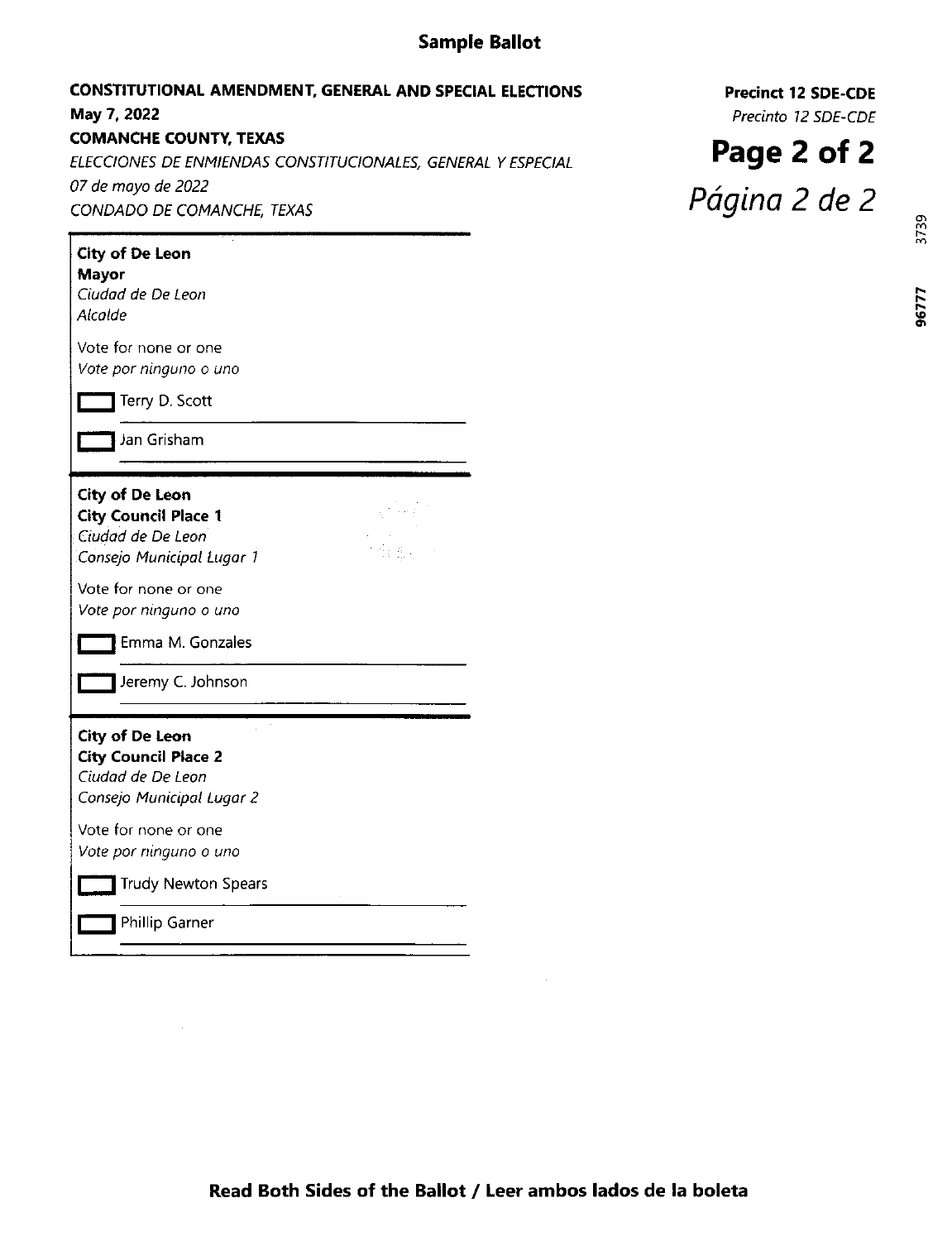**Sample Ballot**

**CONSTITUTIONAL AMENDMENT, GENERAL AND SPECIAL ELECTIONS**
**May 7, 2022**
**COMANCHE COUNTY, TEXAS**
*ELECCIONES DE ENMIENDAS CONSTITUCIONALES, GENERAL Y ESPECIAL*
*07 de mayo de 2022*
*CONDADO DE COMANCHE, TEXAS*

**Precinct 12 SDE-CDE**
*Precinto 12 SDE-CDE*

**Page 2 of 2**
*Página 2 de 2*

3739

96777

---

**City of De Leon**
**Mayor**
*Ciudad de De Leon*
*Alcalde*

Vote for none or one
*Vote por ninguno o uno*

☐ Terry D. Scott

☐ Jan Grisham

---

**City of De Leon**
**City Council Place 1**
*Ciudad de De Leon*
*Consejo Municipal Lugar 1*

Vote for none or one
*Vote por ninguno o uno*

☐ Emma M. Gonzales

☐ Jeremy C. Johnson

---

**City of De Leon**
**City Council Place 2**
*Ciudad de De Leon*
*Consejo Municipal Lugar 2*

Vote for none or one
*Vote por ninguno o uno*

☐ Trudy Newton Spears

☐ Phillip Garner

---

**Read Both Sides of the Ballot / Leer ambos lados de la boleta**